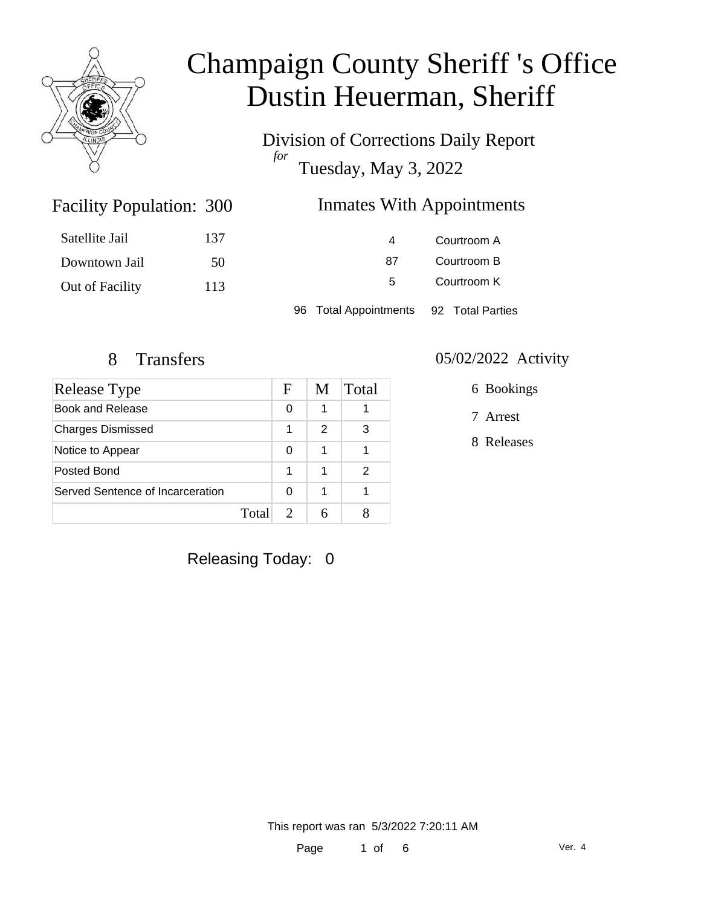# Champaign County Sheriff 's Office
# Dustin Heuerman, Sheriff

Division of Corrections Daily Report
*for*
Tuesday, May 3, 2022

## Facility Population: 300

| | |
|---|---|
| Satellite Jail | 137 |
| Downtown Jail | 50 |
| Out of Facility | 113 |

## Inmates With Appointments

| | |
|---|---|
| 4 | Courtroom A |
| 87 | Courtroom B |
| 5 | Courtroom K |

96 Total Appointments 92 Total Parties

## 8 Transfers

| Release Type | F | M | Total |
|---|---|---|---|
| Book and Release | 0 | 1 | 1 |
| Charges Dismissed | 1 | 2 | 3 |
| Notice to Appear | 0 | 1 | 1 |
| Posted Bond | 1 | 1 | 2 |
| Served Sentence of Incarceration | 0 | 1 | 1 |
| Total | 2 | 6 | 8 |

## 05/02/2022 Activity

6 Bookings

7 Arrest

8 Releases

Releasing Today: 0

This report was ran 5/3/2022 7:20:11 AM

Ver. 4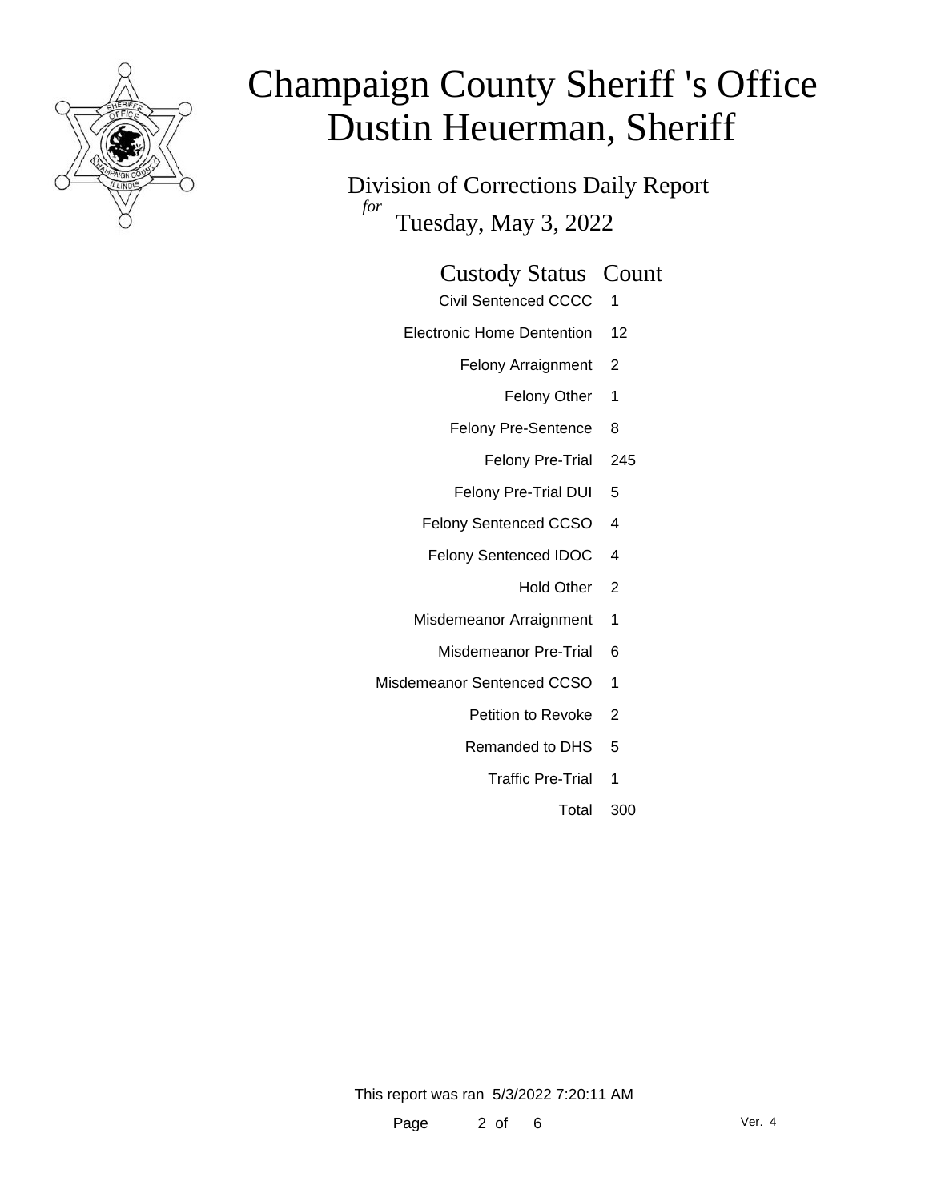# Champaign County Sheriff 's Office
# Dustin Heuerman, Sheriff

Division of Corrections Daily Report

*for* Tuesday, May 3, 2022

| Custody Status | Count |
| --- | --- |
| Civil Sentenced CCCC | 1 |
| Electronic Home Dentention | 12 |
| Felony Arraignment | 2 |
| Felony Other | 1 |
| Felony Pre-Sentence | 8 |
| Felony Pre-Trial | 245 |
| Felony Pre-Trial DUI | 5 |
| Felony Sentenced CCSO | 4 |
| Felony Sentenced IDOC | 4 |
| Hold Other | 2 |
| Misdemeanor Arraignment | 1 |
| Misdemeanor Pre-Trial | 6 |
| Misdemeanor Sentenced CCSO | 1 |
| Petition to Revoke | 2 |
| Remanded to DHS | 5 |
| Traffic Pre-Trial | 1 |
| Total | 300 |

This report was ran 5/3/2022 7:20:11 AM

Ver. 4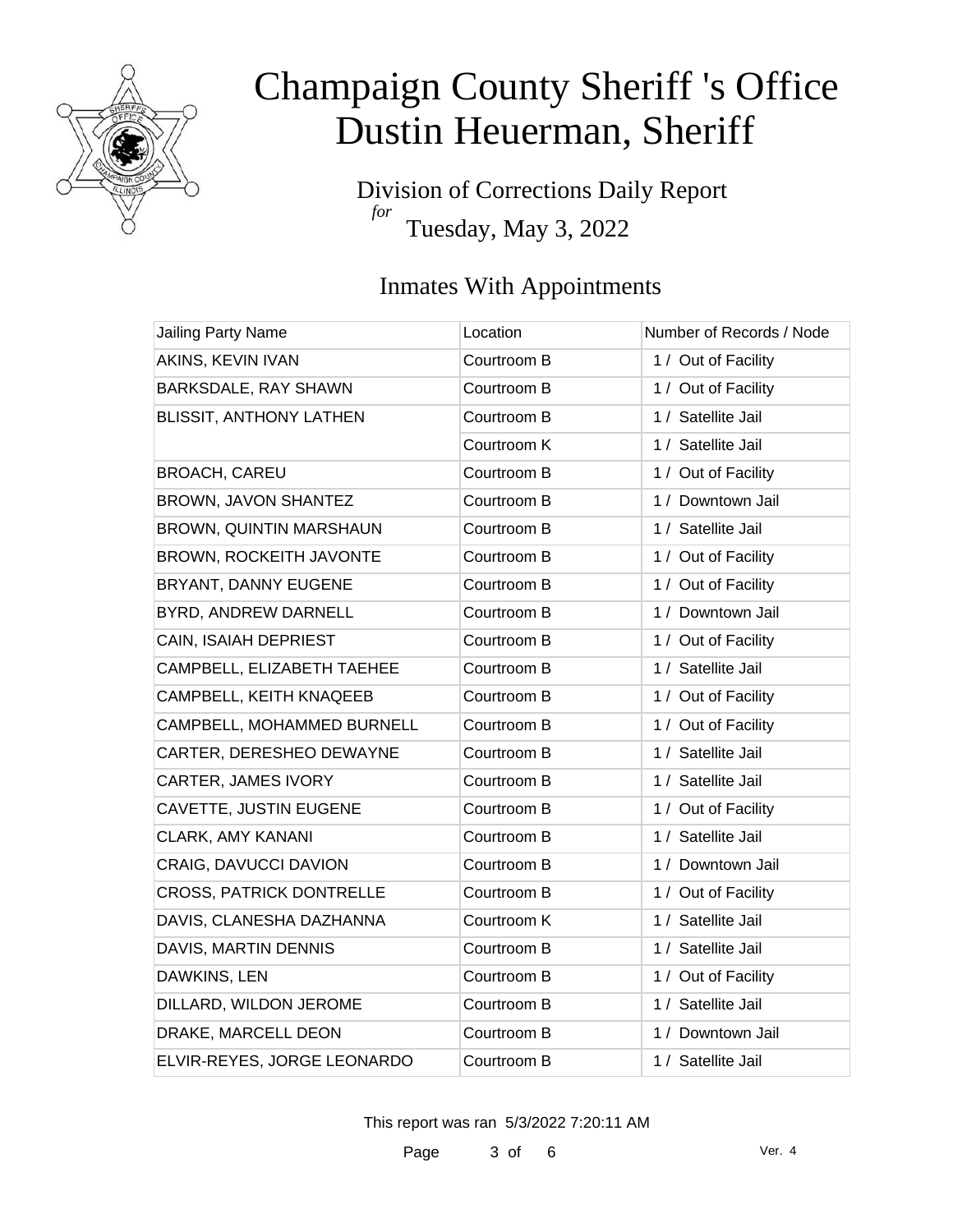# Champaign County Sheriff 's Office
# Dustin Heuerman, Sheriff

Division of Corrections Daily Report
*for*
Tuesday, May 3, 2022

## Inmates With Appointments

| Jailing Party Name | Location | Number of Records / Node |
|---|---|---|
| AKINS, KEVIN IVAN | Courtroom B | 1 / Out of Facility |
| BARKSDALE, RAY SHAWN | Courtroom B | 1 / Out of Facility |
| BLISSIT, ANTHONY LATHEN | Courtroom B | 1 / Satellite Jail |
| | Courtroom K | 1 / Satellite Jail |
| BROACH, CAREU | Courtroom B | 1 / Out of Facility |
| BROWN, JAVON SHANTEZ | Courtroom B | 1 / Downtown Jail |
| BROWN, QUINTIN MARSHAUN | Courtroom B | 1 / Satellite Jail |
| BROWN, ROCKEITH JAVONTE | Courtroom B | 1 / Out of Facility |
| BRYANT, DANNY EUGENE | Courtroom B | 1 / Out of Facility |
| BYRD, ANDREW DARNELL | Courtroom B | 1 / Downtown Jail |
| CAIN, ISAIAH DEPRIEST | Courtroom B | 1 / Out of Facility |
| CAMPBELL, ELIZABETH TAEHEE | Courtroom B | 1 / Satellite Jail |
| CAMPBELL, KEITH KNAQEEB | Courtroom B | 1 / Out of Facility |
| CAMPBELL, MOHAMMED BURNELL | Courtroom B | 1 / Out of Facility |
| CARTER, DERESHEO DEWAYNE | Courtroom B | 1 / Satellite Jail |
| CARTER, JAMES IVORY | Courtroom B | 1 / Satellite Jail |
| CAVETTE, JUSTIN EUGENE | Courtroom B | 1 / Out of Facility |
| CLARK, AMY KANANI | Courtroom B | 1 / Satellite Jail |
| CRAIG, DAVUCCI DAVION | Courtroom B | 1 / Downtown Jail |
| CROSS, PATRICK DONTRELLE | Courtroom B | 1 / Out of Facility |
| DAVIS, CLANESHA DAZHANNA | Courtroom K | 1 / Satellite Jail |
| DAVIS, MARTIN DENNIS | Courtroom B | 1 / Satellite Jail |
| DAWKINS, LEN | Courtroom B | 1 / Out of Facility |
| DILLARD, WILDON JEROME | Courtroom B | 1 / Satellite Jail |
| DRAKE, MARCELL DEON | Courtroom B | 1 / Downtown Jail |
| ELVIR-REYES, JORGE LEONARDO | Courtroom B | 1 / Satellite Jail |

This report was ran 5/3/2022 7:20:11 AM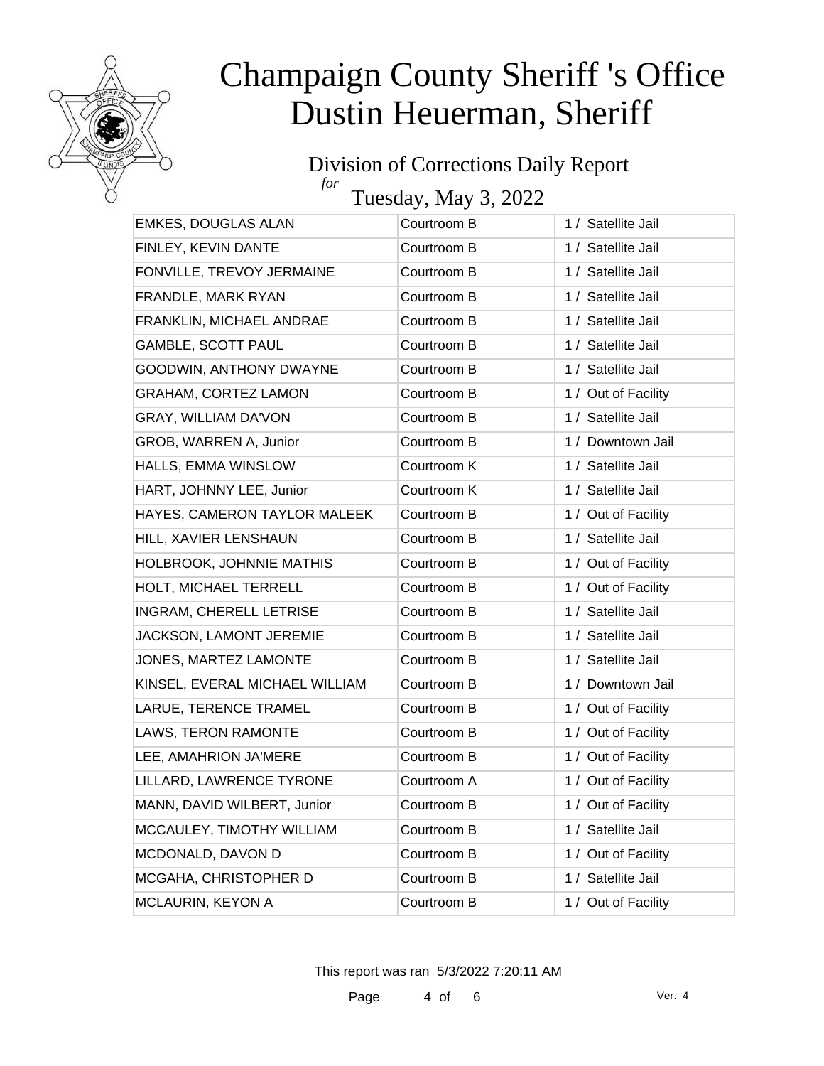# Champaign County Sheriff 's Office
# Dustin Heuerman, Sheriff

## Division of Corrections Daily Report

*for*

## Tuesday, May 3, 2022

| | | |
|---|---|---|
| EMKES, DOUGLAS ALAN | Courtroom B | 1 / Satellite Jail |
| FINLEY, KEVIN DANTE | Courtroom B | 1 / Satellite Jail |
| FONVILLE, TREVOY JERMAINE | Courtroom B | 1 / Satellite Jail |
| FRANDLE, MARK RYAN | Courtroom B | 1 / Satellite Jail |
| FRANKLIN, MICHAEL ANDRAE | Courtroom B | 1 / Satellite Jail |
| GAMBLE, SCOTT PAUL | Courtroom B | 1 / Satellite Jail |
| GOODWIN, ANTHONY DWAYNE | Courtroom B | 1 / Satellite Jail |
| GRAHAM, CORTEZ LAMON | Courtroom B | 1 / Out of Facility |
| GRAY, WILLIAM DA'VON | Courtroom B | 1 / Satellite Jail |
| GROB, WARREN A, Junior | Courtroom B | 1 / Downtown Jail |
| HALLS, EMMA WINSLOW | Courtroom K | 1 / Satellite Jail |
| HART, JOHNNY LEE, Junior | Courtroom K | 1 / Satellite Jail |
| HAYES, CAMERON TAYLOR MALEEK | Courtroom B | 1 / Out of Facility |
| HILL, XAVIER LENSHAUN | Courtroom B | 1 / Satellite Jail |
| HOLBROOK, JOHNNIE MATHIS | Courtroom B | 1 / Out of Facility |
| HOLT, MICHAEL TERRELL | Courtroom B | 1 / Out of Facility |
| INGRAM, CHERELL LETRISE | Courtroom B | 1 / Satellite Jail |
| JACKSON, LAMONT JEREMIE | Courtroom B | 1 / Satellite Jail |
| JONES, MARTEZ LAMONTE | Courtroom B | 1 / Satellite Jail |
| KINSEL, EVERAL MICHAEL WILLIAM | Courtroom B | 1 / Downtown Jail |
| LARUE, TERENCE TRAMEL | Courtroom B | 1 / Out of Facility |
| LAWS, TERON RAMONTE | Courtroom B | 1 / Out of Facility |
| LEE, AMAHRION JA'MERE | Courtroom B | 1 / Out of Facility |
| LILLARD, LAWRENCE TYRONE | Courtroom A | 1 / Out of Facility |
| MANN, DAVID WILBERT, Junior | Courtroom B | 1 / Out of Facility |
| MCCAULEY, TIMOTHY WILLIAM | Courtroom B | 1 / Satellite Jail |
| MCDONALD, DAVON D | Courtroom B | 1 / Out of Facility |
| MCGAHA, CHRISTOPHER D | Courtroom B | 1 / Satellite Jail |
| MCLAURIN, KEYON A | Courtroom B | 1 / Out of Facility |

This report was ran 5/3/2022 7:20:11 AM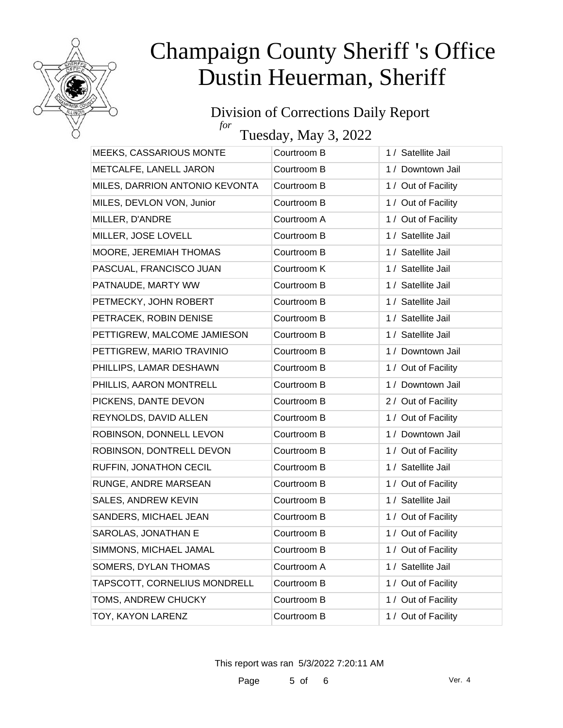# Champaign County Sheriff 's Office
# Dustin Heuerman, Sheriff

## Division of Corrections Daily Report
*for*
## Tuesday, May 3, 2022

| | | |
|---|---|---|
| MEEKS, CASSARIOUS MONTE | Courtroom B | 1 / Satellite Jail |
| METCALFE, LANELL JARON | Courtroom B | 1 / Downtown Jail |
| MILES, DARRION ANTONIO KEVONTA | Courtroom B | 1 / Out of Facility |
| MILES, DEVLON VON, Junior | Courtroom B | 1 / Out of Facility |
| MILLER, D'ANDRE | Courtroom A | 1 / Out of Facility |
| MILLER, JOSE LOVELL | Courtroom B | 1 / Satellite Jail |
| MOORE, JEREMIAH THOMAS | Courtroom B | 1 / Satellite Jail |
| PASCUAL, FRANCISCO JUAN | Courtroom K | 1 / Satellite Jail |
| PATNAUDE, MARTY WW | Courtroom B | 1 / Satellite Jail |
| PETMECKY, JOHN ROBERT | Courtroom B | 1 / Satellite Jail |
| PETRACEK, ROBIN DENISE | Courtroom B | 1 / Satellite Jail |
| PETTIGREW, MALCOME JAMIESON | Courtroom B | 1 / Satellite Jail |
| PETTIGREW, MARIO TRAVINIO | Courtroom B | 1 / Downtown Jail |
| PHILLIPS, LAMAR DESHAWN | Courtroom B | 1 / Out of Facility |
| PHILLIS, AARON MONTRELL | Courtroom B | 1 / Downtown Jail |
| PICKENS, DANTE DEVON | Courtroom B | 2 / Out of Facility |
| REYNOLDS, DAVID ALLEN | Courtroom B | 1 / Out of Facility |
| ROBINSON, DONNELL LEVON | Courtroom B | 1 / Downtown Jail |
| ROBINSON, DONTRELL DEVON | Courtroom B | 1 / Out of Facility |
| RUFFIN, JONATHON CECIL | Courtroom B | 1 / Satellite Jail |
| RUNGE, ANDRE MARSEAN | Courtroom B | 1 / Out of Facility |
| SALES, ANDREW KEVIN | Courtroom B | 1 / Satellite Jail |
| SANDERS, MICHAEL JEAN | Courtroom B | 1 / Out of Facility |
| SAROLAS, JONATHAN E | Courtroom B | 1 / Out of Facility |
| SIMMONS, MICHAEL JAMAL | Courtroom B | 1 / Out of Facility |
| SOMERS, DYLAN THOMAS | Courtroom A | 1 / Satellite Jail |
| TAPSCOTT, CORNELIUS MONDRELL | Courtroom B | 1 / Out of Facility |
| TOMS, ANDREW CHUCKY | Courtroom B | 1 / Out of Facility |
| TOY, KAYON LARENZ | Courtroom B | 1 / Out of Facility |

This report was ran 5/3/2022 7:20:11 AM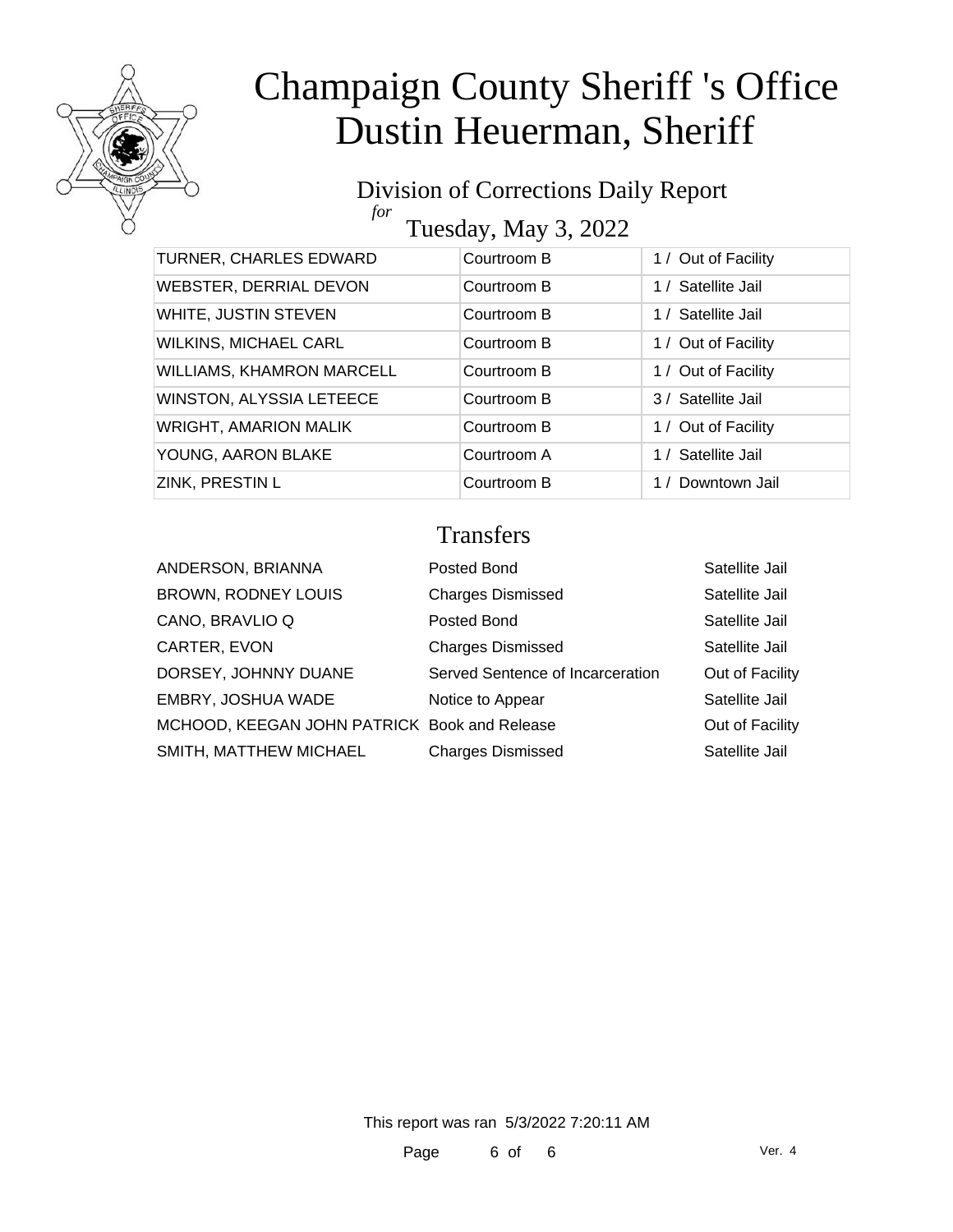# Champaign County Sheriff 's Office
# Dustin Heuerman, Sheriff

## Division of Corrections Daily Report
*for*
## Tuesday, May 3, 2022

| | | |
|---|---|---|
| TURNER, CHARLES EDWARD | Courtroom B | 1 / Out of Facility |
| WEBSTER, DERRIAL DEVON | Courtroom B | 1 / Satellite Jail |
| WHITE, JUSTIN STEVEN | Courtroom B | 1 / Satellite Jail |
| WILKINS, MICHAEL CARL | Courtroom B | 1 / Out of Facility |
| WILLIAMS, KHAMRON MARCELL | Courtroom B | 1 / Out of Facility |
| WINSTON, ALYSSIA LETEECE | Courtroom B | 3 / Satellite Jail |
| WRIGHT, AMARION MALIK | Courtroom B | 1 / Out of Facility |
| YOUNG, AARON BLAKE | Courtroom A | 1 / Satellite Jail |
| ZINK, PRESTIN L | Courtroom B | 1 / Downtown Jail |

## Transfers

| | | |
|---|---|---|
| ANDERSON, BRIANNA | Posted Bond | Satellite Jail |
| BROWN, RODNEY LOUIS | Charges Dismissed | Satellite Jail |
| CANO, BRAVLIO Q | Posted Bond | Satellite Jail |
| CARTER, EVON | Charges Dismissed | Satellite Jail |
| DORSEY, JOHNNY DUANE | Served Sentence of Incarceration | Out of Facility |
| EMBRY, JOSHUA WADE | Notice to Appear | Satellite Jail |
| MCHOOD, KEEGAN JOHN PATRICK | Book and Release | Out of Facility |
| SMITH, MATTHEW MICHAEL | Charges Dismissed | Satellite Jail |

This report was ran 5/3/2022 7:20:11 AM

Ver. 4